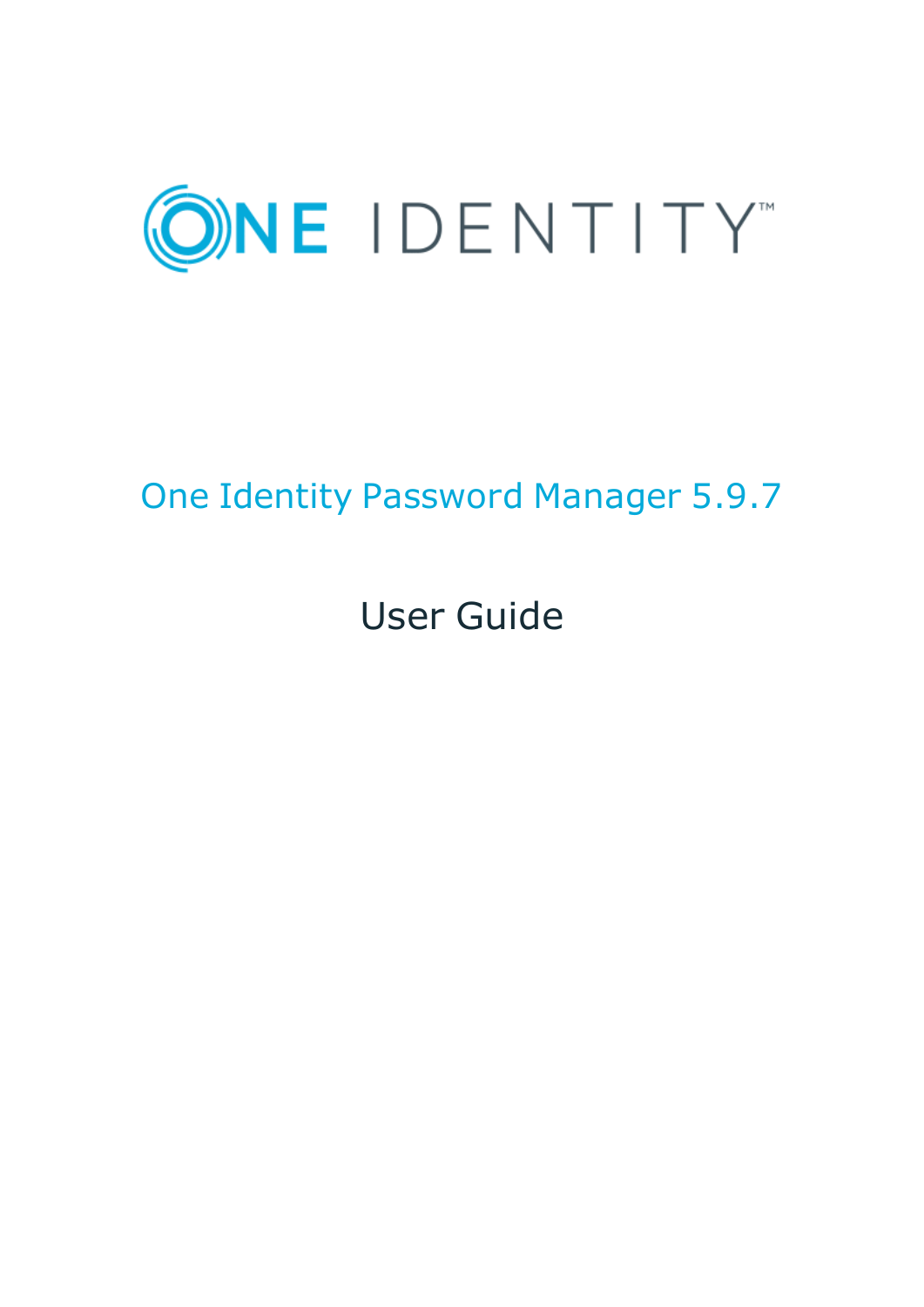ONE IDENTITY™

# One Identity Password Manager 5.9.7

## User Guide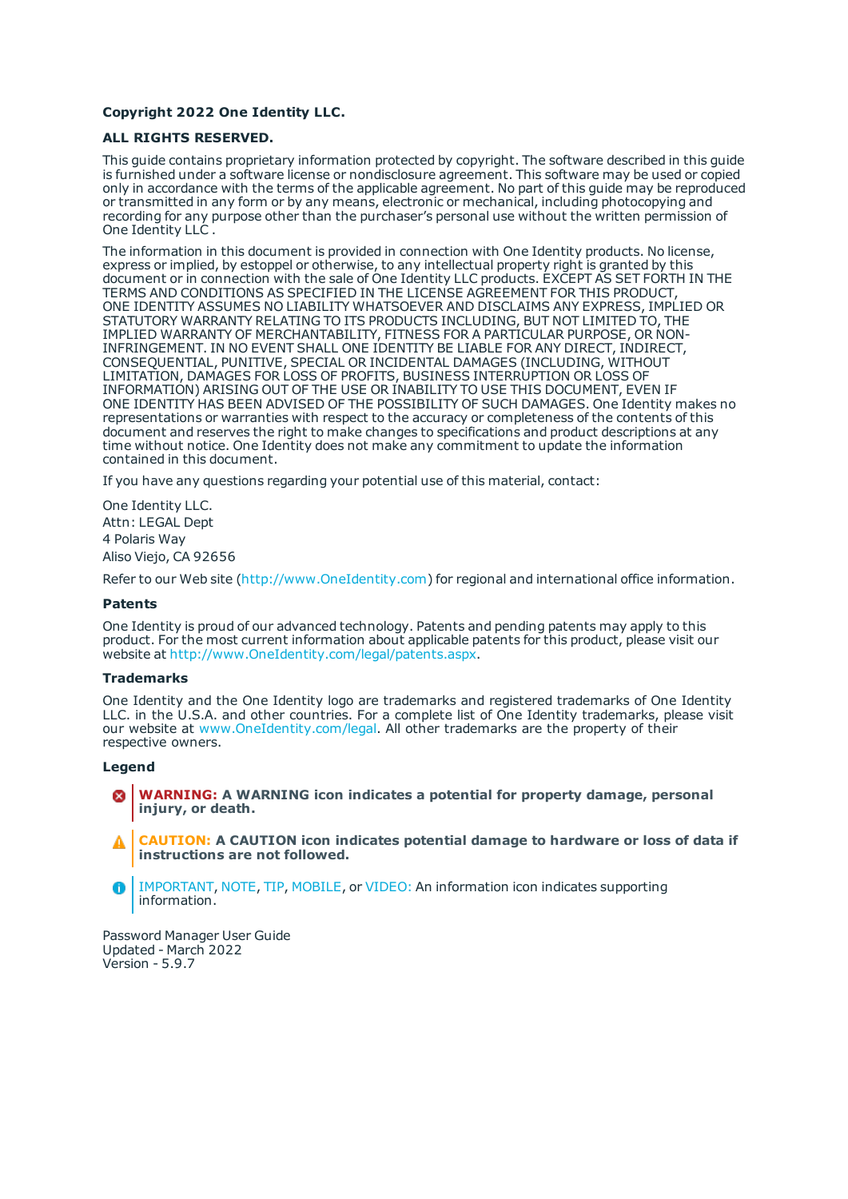**Copyright 2022 One Identity LLC.**

**ALL RIGHTS RESERVED.**

This guide contains proprietary information protected by copyright. The software described in this guide is furnished under a software license or nondisclosure agreement. This software may be used or copied only in accordance with the terms of the applicable agreement. No part of this guide may be reproduced or transmitted in any form or by any means, electronic or mechanical, including photocopying and recording for any purpose other than the purchaser's personal use without the written permission of One Identity LLC .

The information in this document is provided in connection with One Identity products. No license, express or implied, by estoppel or otherwise, to any intellectual property right is granted by this document or in connection with the sale of One Identity LLC products. EXCEPT AS SET FORTH IN THE TERMS AND CONDITIONS AS SPECIFIED IN THE LICENSE AGREEMENT FOR THIS PRODUCT, ONE IDENTITY ASSUMES NO LIABILITY WHATSOEVER AND DISCLAIMS ANY EXPRESS, IMPLIED OR STATUTORY WARRANTY RELATING TO ITS PRODUCTS INCLUDING, BUT NOT LIMITED TO, THE IMPLIED WARRANTY OF MERCHANTABILITY, FITNESS FOR A PARTICULAR PURPOSE, OR NON-INFRINGEMENT. IN NO EVENT SHALL ONE IDENTITY BE LIABLE FOR ANY DIRECT, INDIRECT, CONSEQUENTIAL, PUNITIVE, SPECIAL OR INCIDENTAL DAMAGES (INCLUDING, WITHOUT LIMITATION, DAMAGES FOR LOSS OF PROFITS, BUSINESS INTERRUPTION OR LOSS OF INFORMATION) ARISING OUT OF THE USE OR INABILITY TO USE THIS DOCUMENT, EVEN IF ONE IDENTITY HAS BEEN ADVISED OF THE POSSIBILITY OF SUCH DAMAGES. One Identity makes no representations or warranties with respect to the accuracy or completeness of the contents of this document and reserves the right to make changes to specifications and product descriptions at any time without notice. One Identity does not make any commitment to update the information contained in this document.

If you have any questions regarding your potential use of this material, contact:

One Identity LLC.
Attn: LEGAL Dept
4 Polaris Way
Aliso Viejo, CA 92656

Refer to our Web site (http://www.OneIdentity.com) for regional and international office information.

**Patents**

One Identity is proud of our advanced technology. Patents and pending patents may apply to this product. For the most current information about applicable patents for this product, please visit our website at http://www.OneIdentity.com/legal/patents.aspx.

**Trademarks**

One Identity and the One Identity logo are trademarks and registered trademarks of One Identity LLC. in the U.S.A. and other countries. For a complete list of One Identity trademarks, please visit our website at www.OneIdentity.com/legal. All other trademarks are the property of their respective owners.

**Legend**

**WARNING: A WARNING icon indicates a potential for property damage, personal injury, or death.**

**CAUTION: A CAUTION icon indicates potential damage to hardware or loss of data if instructions are not followed.**

IMPORTANT, NOTE, TIP, MOBILE, or VIDEO: An information icon indicates supporting information.

Password Manager User Guide
Updated - March 2022
Version - 5.9.7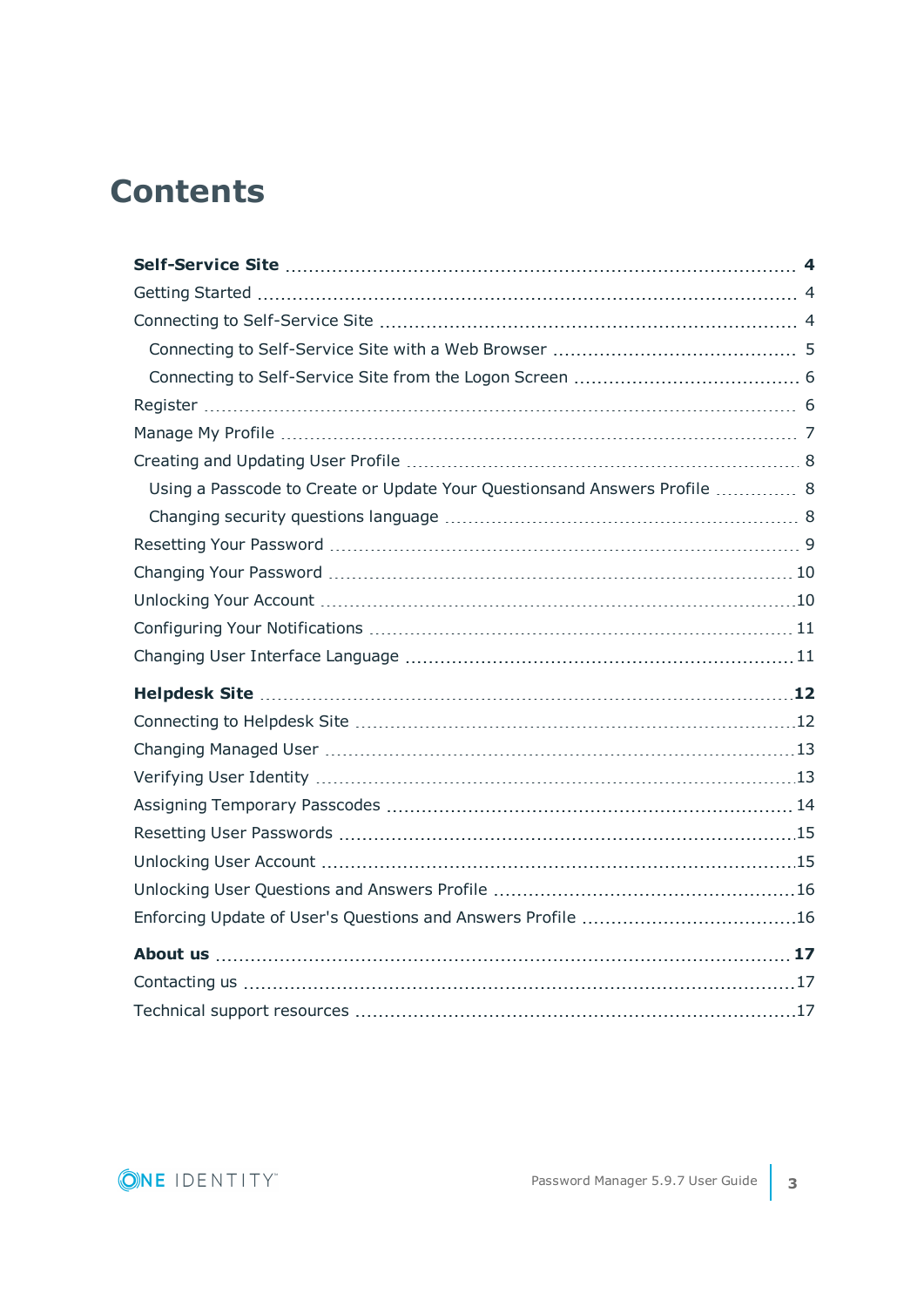# Contents

**Self-Service Site** 4

Getting Started 4

Connecting to Self-Service Site 4

- Connecting to Self-Service Site with a Web Browser 5
- Connecting to Self-Service Site from the Logon Screen 6

Register 6

Manage My Profile 7

Creating and Updating User Profile 8

- Using a Passcode to Create or Update Your Questionsand Answers Profile 8
- Changing security questions language 8

Resetting Your Password 9

Changing Your Password 10

Unlocking Your Account 10

Configuring Your Notifications 11

Changing User Interface Language 11

**Helpdesk Site** 12

Connecting to Helpdesk Site 12

Changing Managed User 13

Verifying User Identity 13

Assigning Temporary Passcodes 14

Resetting User Passwords 15

Unlocking User Account 15

Unlocking User Questions and Answers Profile 16

Enforcing Update of User's Questions and Answers Profile 16

**About us** 17

Contacting us 17

Technical support resources 17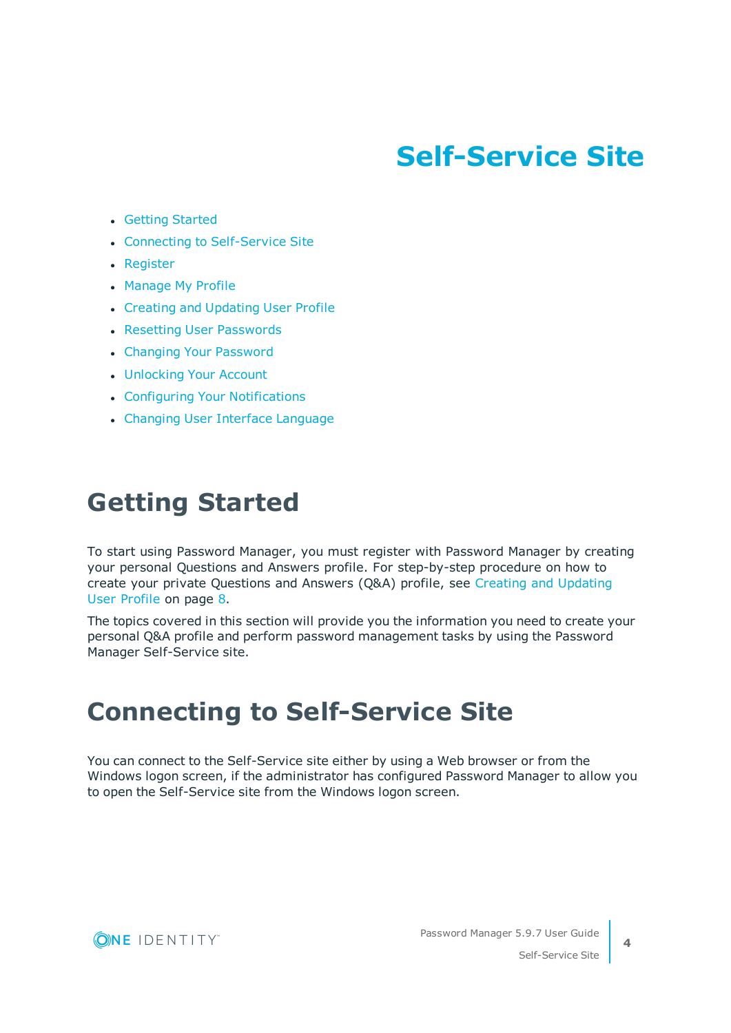# Self-Service Site

- Getting Started
- Connecting to Self-Service Site
- Register
- Manage My Profile
- Creating and Updating User Profile
- Resetting User Passwords
- Changing Your Password
- Unlocking Your Account
- Configuring Your Notifications
- Changing User Interface Language

## Getting Started

To start using Password Manager, you must register with Password Manager by creating your personal Questions and Answers profile. For step-by-step procedure on how to create your private Questions and Answers (Q&A) profile, see Creating and Updating User Profile on page 8.

The topics covered in this section will provide you the information you need to create your personal Q&A profile and perform password management tasks by using the Password Manager Self-Service site.

## Connecting to Self-Service Site

You can connect to the Self-Service site either by using a Web browser or from the Windows logon screen, if the administrator has configured Password Manager to allow you to open the Self-Service site from the Windows logon screen.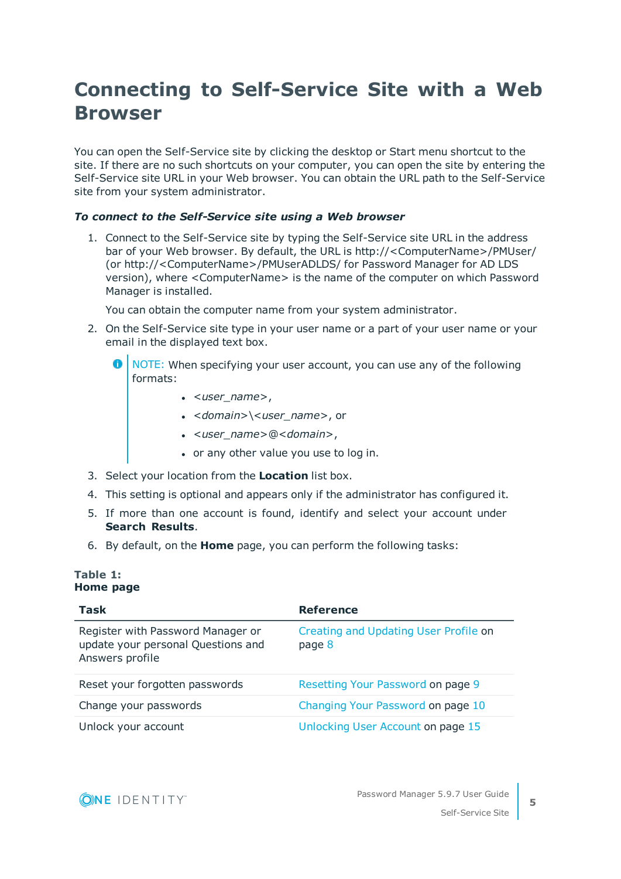# Connecting to Self-Service Site with a Web Browser

You can open the Self-Service site by clicking the desktop or Start menu shortcut to the site. If there are no such shortcuts on your computer, you can open the site by entering the Self-Service site URL in your Web browser. You can obtain the URL path to the Self-Service site from your system administrator.

***To connect to the Self-Service site using a Web browser***

1. Connect to the Self-Service site by typing the Self-Service site URL in the address bar of your Web browser. By default, the URL is http://<ComputerName>/PMUser/ (or http://<ComputerName>/PMUserADLDS/ for Password Manager for AD LDS version), where <ComputerName> is the name of the computer on which Password Manager is installed.

   You can obtain the computer name from your system administrator.

2. On the Self-Service site type in your user name or a part of your user name or your email in the displayed text box.

   > NOTE: When specifying your user account, you can use any of the following formats:
   >
   > - *<user_name>*,
   > - *<domain>\<user_name>*, or
   > - *<user_name>@<domain>*,
   > - or any other value you use to log in.

3. Select your location from the **Location** list box.
4. This setting is optional and appears only if the administrator has configured it.
5. If more than one account is found, identify and select your account under **Search Results**.
6. By default, on the **Home** page, you can perform the following tasks:

**Table 1: Home page**

| Task | Reference |
|---|---|
| Register with Password Manager or update your personal Questions and Answers profile | Creating and Updating User Profile on page 8 |
| Reset your forgotten passwords | Resetting Your Password on page 9 |
| Change your passwords | Changing Your Password on page 10 |
| Unlock your account | Unlocking User Account on page 15 |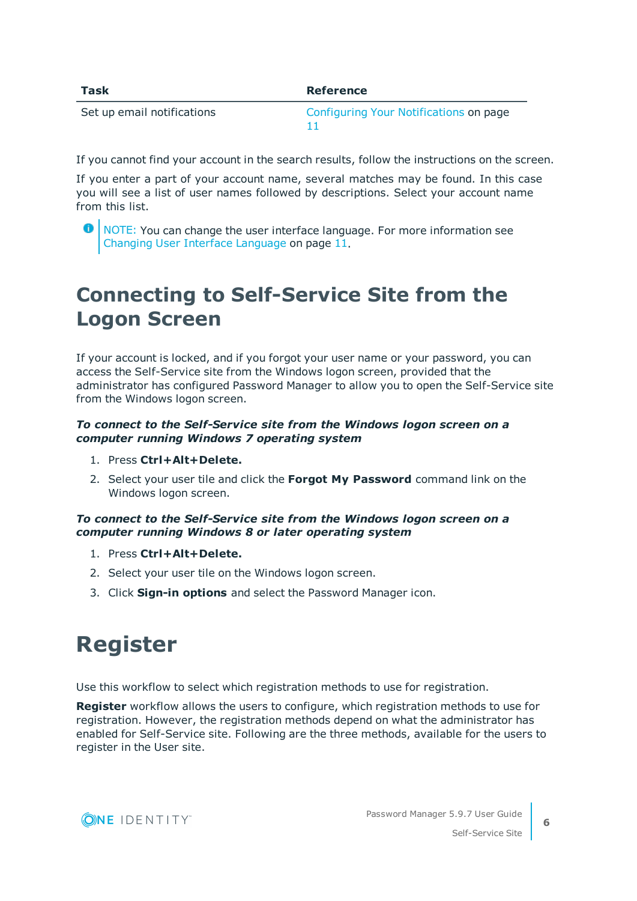| Task | Reference |
| --- | --- |
| Set up email notifications | Configuring Your Notifications on page 11 |

If you cannot find your account in the search results, follow the instructions on the screen.

If you enter a part of your account name, several matches may be found. In this case you will see a list of user names followed by descriptions. Select your account name from this list.

NOTE: You can change the user interface language. For more information see Changing User Interface Language on page 11.

# Connecting to Self-Service Site from the Logon Screen

If your account is locked, and if you forgot your user name or your password, you can access the Self-Service site from the Windows logon screen, provided that the administrator has configured Password Manager to allow you to open the Self-Service site from the Windows logon screen.

***To connect to the Self-Service site from the Windows logon screen on a computer running Windows 7 operating system***

1. Press **Ctrl+Alt+Delete.**
2. Select your user tile and click the **Forgot My Password** command link on the Windows logon screen.

***To connect to the Self-Service site from the Windows logon screen on a computer running Windows 8 or later operating system***

1. Press **Ctrl+Alt+Delete.**
2. Select your user tile on the Windows logon screen.
3. Click **Sign-in options** and select the Password Manager icon.

# Register

Use this workflow to select which registration methods to use for registration.

**Register** workflow allows the users to configure, which registration methods to use for registration. However, the registration methods depend on what the administrator has enabled for Self-Service site. Following are the three methods, available for the users to register in the User site.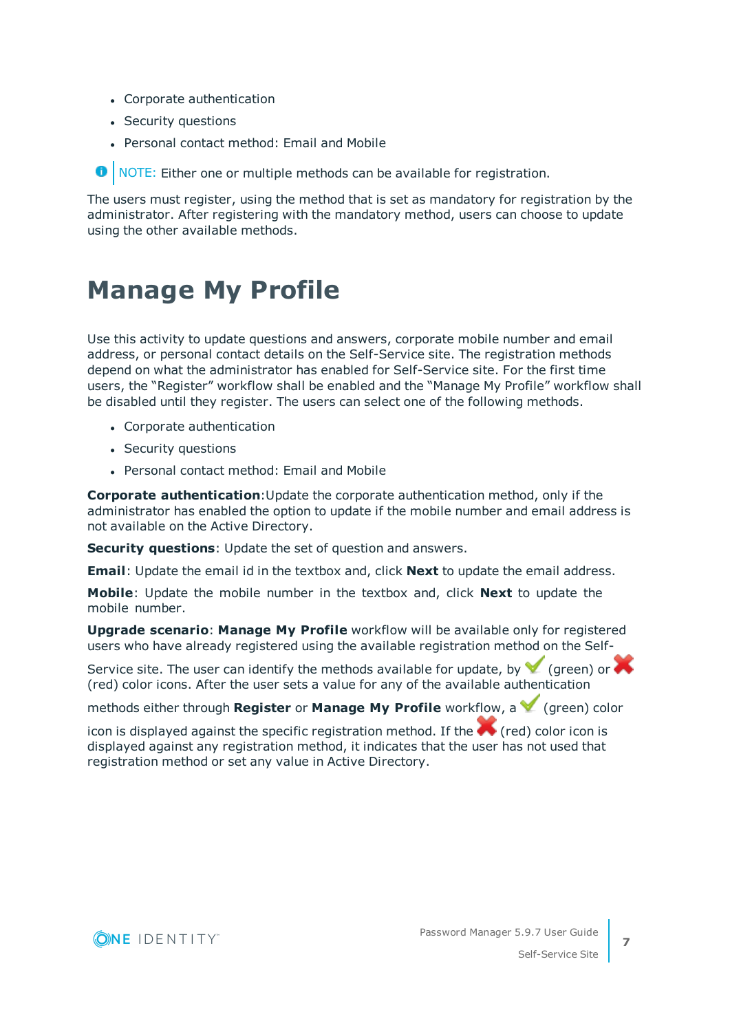- Corporate authentication
- Security questions
- Personal contact method: Email and Mobile

NOTE: Either one or multiple methods can be available for registration.

The users must register, using the method that is set as mandatory for registration by the administrator. After registering with the mandatory method, users can choose to update using the other available methods.

# Manage My Profile

Use this activity to update questions and answers, corporate mobile number and email address, or personal contact details on the Self-Service site. The registration methods depend on what the administrator has enabled for Self-Service site. For the first time users, the “Register” workflow shall be enabled and the “Manage My Profile” workflow shall be disabled until they register. The users can select one of the following methods.

- Corporate authentication
- Security questions
- Personal contact method: Email and Mobile

**Corporate authentication**:Update the corporate authentication method, only if the administrator has enabled the option to update if the mobile number and email address is not available on the Active Directory.

**Security questions**: Update the set of question and answers.

**Email**: Update the email id in the textbox and, click **Next** to update the email address.

**Mobile**: Update the mobile number in the textbox and, click **Next** to update the mobile number.

**Upgrade scenario**: **Manage My Profile** workflow will be available only for registered users who have already registered using the available registration method on the Self-Service site. The user can identify the methods available for update, by ✔ (green) or ✖ (red) color icons. After the user sets a value for any of the available authentication methods either through **Register** or **Manage My Profile** workflow, a ✔ (green) color icon is displayed against the specific registration method. If the ✖ (red) color icon is displayed against any registration method, it indicates that the user has not used that registration method or set any value in Active Directory.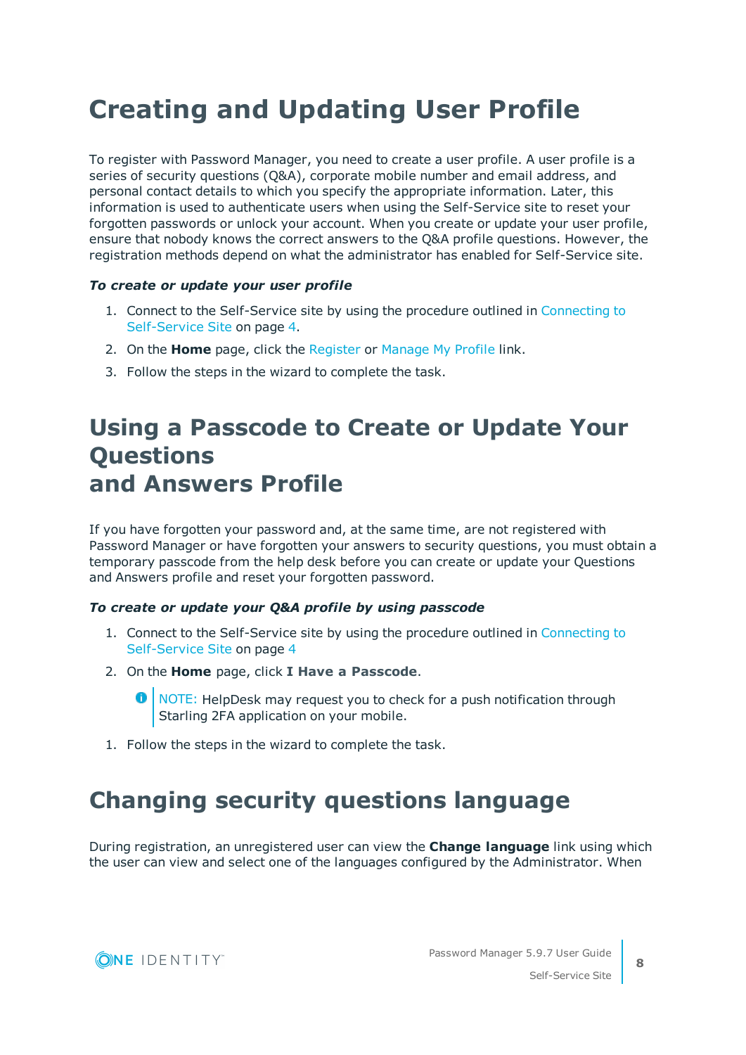# Creating and Updating User Profile

To register with Password Manager, you need to create a user profile. A user profile is a series of security questions (Q&A), corporate mobile number and email address, and personal contact details to which you specify the appropriate information. Later, this information is used to authenticate users when using the Self-Service site to reset your forgotten passwords or unlock your account. When you create or update your user profile, ensure that nobody knows the correct answers to the Q&A profile questions. However, the registration methods depend on what the administrator has enabled for Self-Service site.

***To create or update your user profile***

1. Connect to the Self-Service site by using the procedure outlined in Connecting to Self-Service Site on page 4.
2. On the **Home** page, click the Register or Manage My Profile link.
3. Follow the steps in the wizard to complete the task.

# Using a Passcode to Create or Update Your Questions and Answers Profile

If you have forgotten your password and, at the same time, are not registered with Password Manager or have forgotten your answers to security questions, you must obtain a temporary passcode from the help desk before you can create or update your Questions and Answers profile and reset your forgotten password.

***To create or update your Q&A profile by using passcode***

1. Connect to the Self-Service site by using the procedure outlined in Connecting to Self-Service Site on page 4
2. On the **Home** page, click **I Have a Passcode**.

   NOTE: HelpDesk may request you to check for a push notification through Starling 2FA application on your mobile.

1. Follow the steps in the wizard to complete the task.

# Changing security questions language

During registration, an unregistered user can view the **Change language** link using which the user can view and select one of the languages configured by the Administrator. When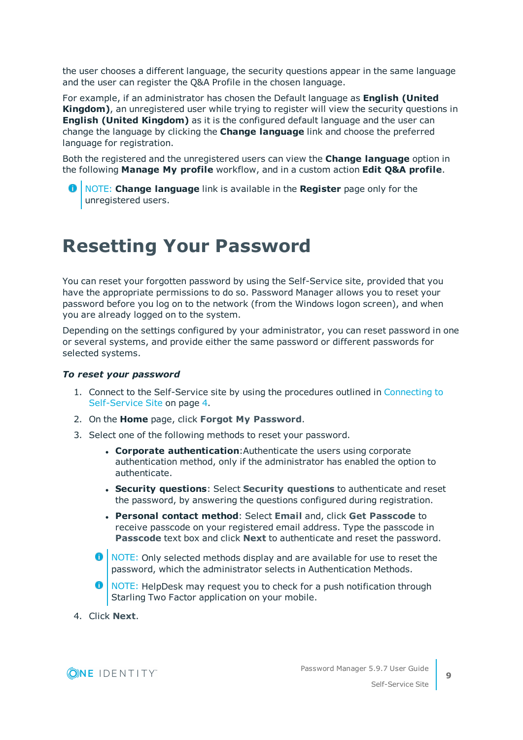the user chooses a different language, the security questions appear in the same language and the user can register the Q&A Profile in the chosen language.

For example, if an administrator has chosen the Default language as **English (United Kingdom)**, an unregistered user while trying to register will view the security questions in **English (United Kingdom)** as it is the configured default language and the user can change the language by clicking the **Change language** link and choose the preferred language for registration.

Both the registered and the unregistered users can view the **Change language** option in the following **Manage My profile** workflow, and in a custom action **Edit Q&A profile**.

> NOTE: **Change language** link is available in the **Register** page only for the unregistered users.

# Resetting Your Password

You can reset your forgotten password by using the Self-Service site, provided that you have the appropriate permissions to do so. Password Manager allows you to reset your password before you log on to the network (from the Windows logon screen), and when you are already logged on to the system.

Depending on the settings configured by your administrator, you can reset password in one or several systems, and provide either the same password or different passwords for selected systems.

***To reset your password***

1. Connect to the Self-Service site by using the procedures outlined in Connecting to Self-Service Site on page 4.
2. On the **Home** page, click **Forgot My Password**.
3. Select one of the following methods to reset your password.
   - **Corporate authentication**:Authenticate the users using corporate authentication method, only if the administrator has enabled the option to authenticate.
   - **Security questions**: Select **Security questions** to authenticate and reset the password, by answering the questions configured during registration.
   - **Personal contact method**: Select **Email** and, click **Get Passcode** to receive passcode on your registered email address. Type the passcode in **Passcode** text box and click **Next** to authenticate and reset the password.

   > NOTE: Only selected methods display and are available for use to reset the password, which the administrator selects in Authentication Methods.

   > NOTE: HelpDesk may request you to check for a push notification through Starling Two Factor application on your mobile.

4. Click **Next**.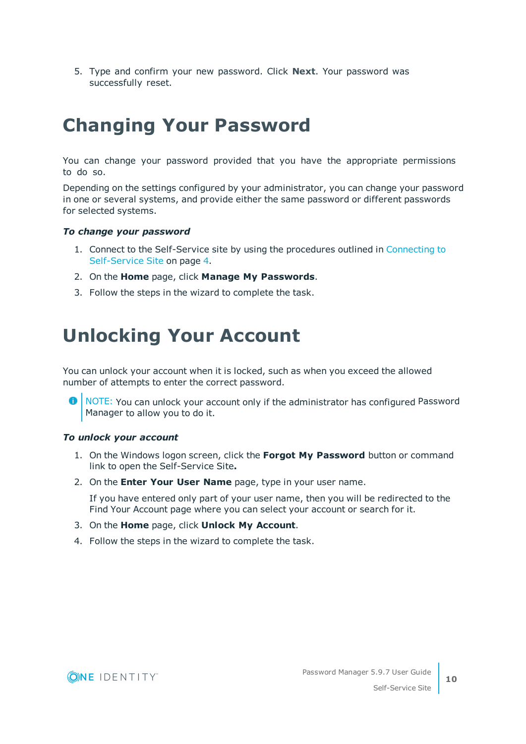5. Type and confirm your new password. Click **Next**. Your password was successfully reset.

# Changing Your Password

You can change your password provided that you have the appropriate permissions to do so.

Depending on the settings configured by your administrator, you can change your password in one or several systems, and provide either the same password or different passwords for selected systems.

***To change your password***

1. Connect to the Self-Service site by using the procedures outlined in Connecting to Self-Service Site on page 4.
2. On the **Home** page, click **Manage My Passwords**.
3. Follow the steps in the wizard to complete the task.

# Unlocking Your Account

You can unlock your account when it is locked, such as when you exceed the allowed number of attempts to enter the correct password.

NOTE: You can unlock your account only if the administrator has configured Password Manager to allow you to do it.

***To unlock your account***

1. On the Windows logon screen, click the **Forgot My Password** button or command link to open the Self-Service Site**.**
2. On the **Enter Your User Name** page, type in your user name.

   If you have entered only part of your user name, then you will be redirected to the Find Your Account page where you can select your account or search for it.
3. On the **Home** page, click **Unlock My Account**.
4. Follow the steps in the wizard to complete the task.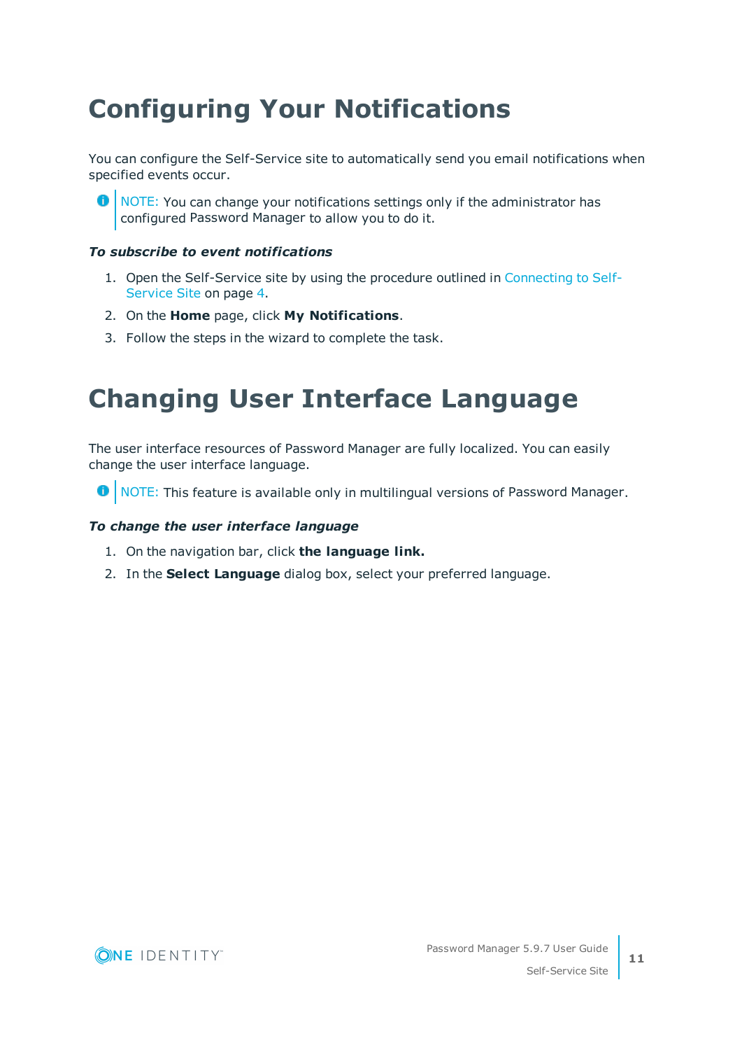# Configuring Your Notifications

You can configure the Self-Service site to automatically send you email notifications when specified events occur.

> NOTE: You can change your notifications settings only if the administrator has configured Password Manager to allow you to do it.

***To subscribe to event notifications***

1. Open the Self-Service site by using the procedure outlined in Connecting to Self-Service Site on page 4.
2. On the **Home** page, click **My Notifications**.
3. Follow the steps in the wizard to complete the task.

# Changing User Interface Language

The user interface resources of Password Manager are fully localized. You can easily change the user interface language.

> NOTE: This feature is available only in multilingual versions of Password Manager.

***To change the user interface language***

1. On the navigation bar, click **the language link.**
2. In the **Select Language** dialog box, select your preferred language.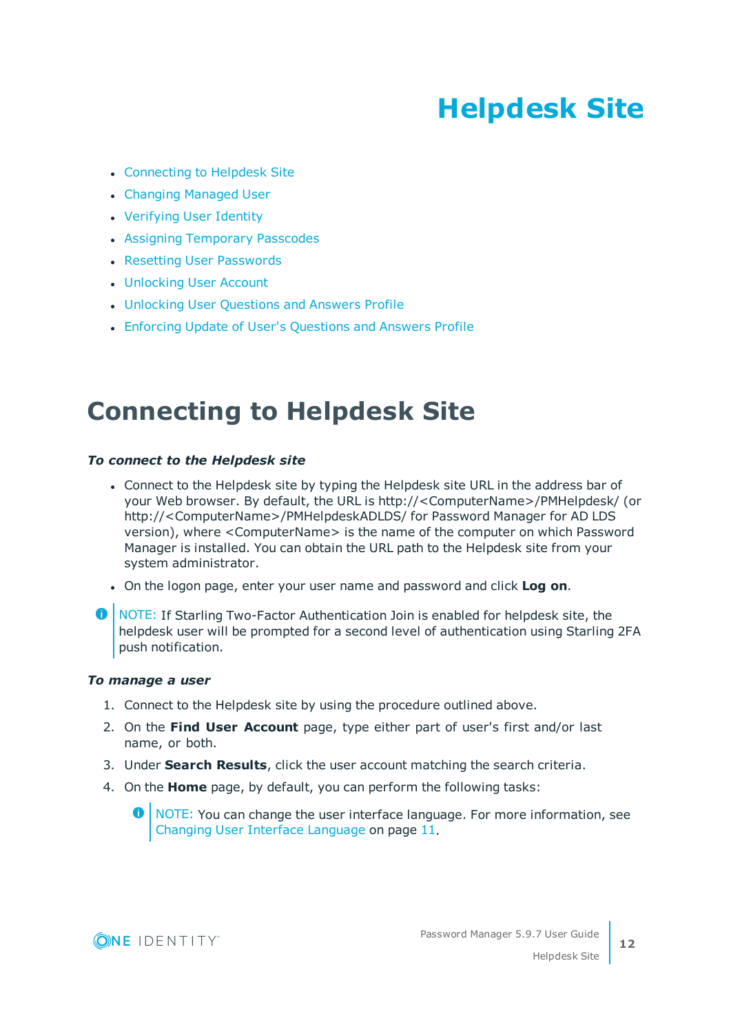# Helpdesk Site

- Connecting to Helpdesk Site
- Changing Managed User
- Verifying User Identity
- Assigning Temporary Passcodes
- Resetting User Passwords
- Unlocking User Account
- Unlocking User Questions and Answers Profile
- Enforcing Update of User's Questions and Answers Profile

## Connecting to Helpdesk Site

***To connect to the Helpdesk site***

- Connect to the Helpdesk site by typing the Helpdesk site URL in the address bar of your Web browser. By default, the URL is http://<ComputerName>/PMHelpdesk/ (or http://<ComputerName>/PMHelpdeskADLDS/ for Password Manager for AD LDS version), where <ComputerName> is the name of the computer on which Password Manager is installed. You can obtain the URL path to the Helpdesk site from your system administrator.
- On the logon page, enter your user name and password and click **Log on**.

> NOTE: If Starling Two-Factor Authentication Join is enabled for helpdesk site, the helpdesk user will be prompted for a second level of authentication using Starling 2FA push notification.

***To manage a user***

1. Connect to the Helpdesk site by using the procedure outlined above.
2. On the **Find User Account** page, type either part of user's first and/or last name, or both.
3. Under **Search Results**, click the user account matching the search criteria.
4. On the **Home** page, by default, you can perform the following tasks:

   > NOTE: You can change the user interface language. For more information, see Changing User Interface Language on page 11.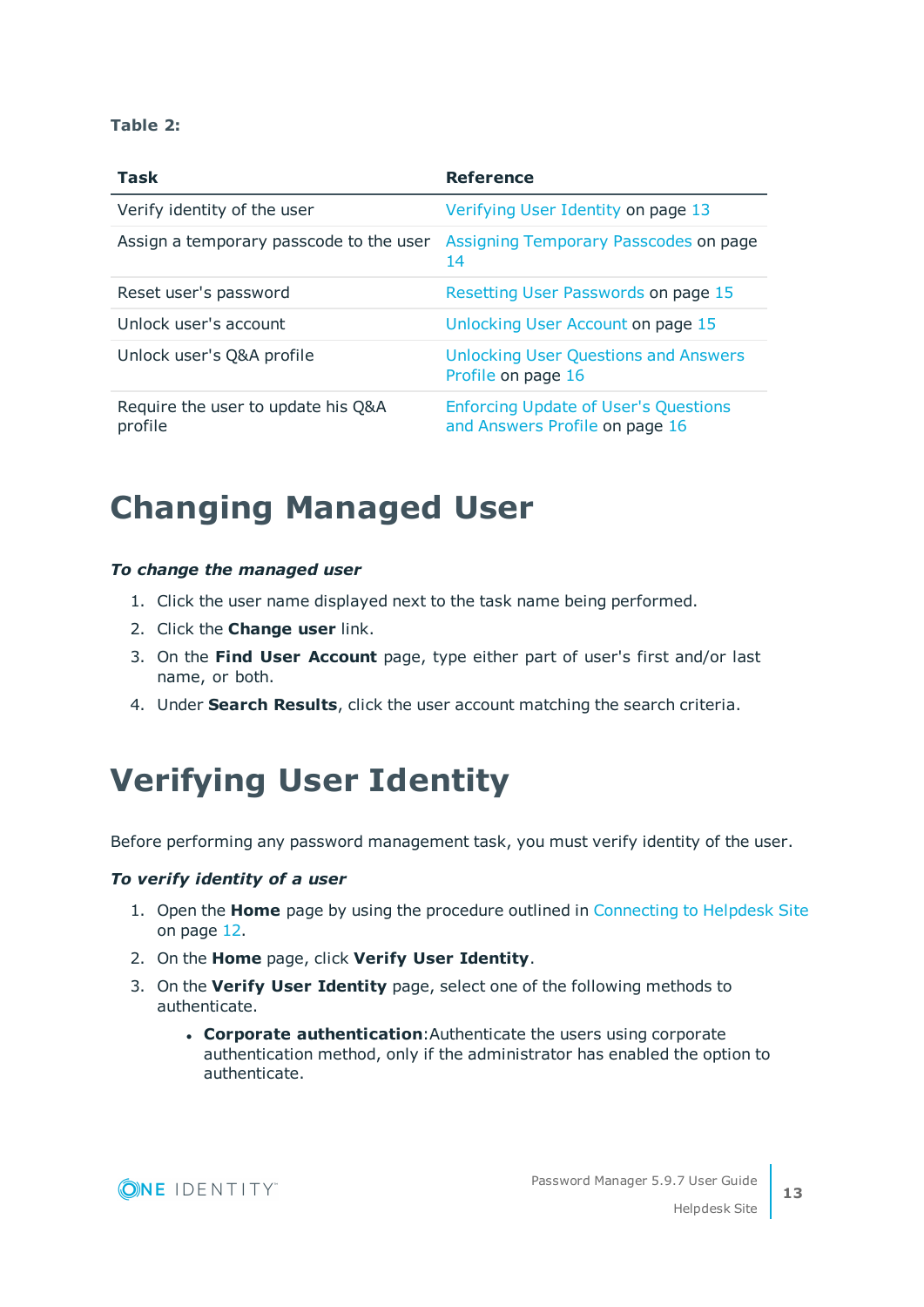**Table 2:**

| Task | Reference |
|---|---|
| Verify identity of the user | Verifying User Identity on page 13 |
| Assign a temporary passcode to the user | Assigning Temporary Passcodes on page 14 |
| Reset user's password | Resetting User Passwords on page 15 |
| Unlock user's account | Unlocking User Account on page 15 |
| Unlock user's Q&A profile | Unlocking User Questions and Answers Profile on page 16 |
| Require the user to update his Q&A profile | Enforcing Update of User's Questions and Answers Profile on page 16 |

# Changing Managed User

***To change the managed user***

1. Click the user name displayed next to the task name being performed.
2. Click the **Change user** link.
3. On the **Find User Account** page, type either part of user's first and/or last name, or both.
4. Under **Search Results**, click the user account matching the search criteria.

# Verifying User Identity

Before performing any password management task, you must verify identity of the user.

***To verify identity of a user***

1. Open the **Home** page by using the procedure outlined in Connecting to Helpdesk Site on page 12.
2. On the **Home** page, click **Verify User Identity**.
3. On the **Verify User Identity** page, select one of the following methods to authenticate.
   - **Corporate authentication**:Authenticate the users using corporate authentication method, only if the administrator has enabled the option to authenticate.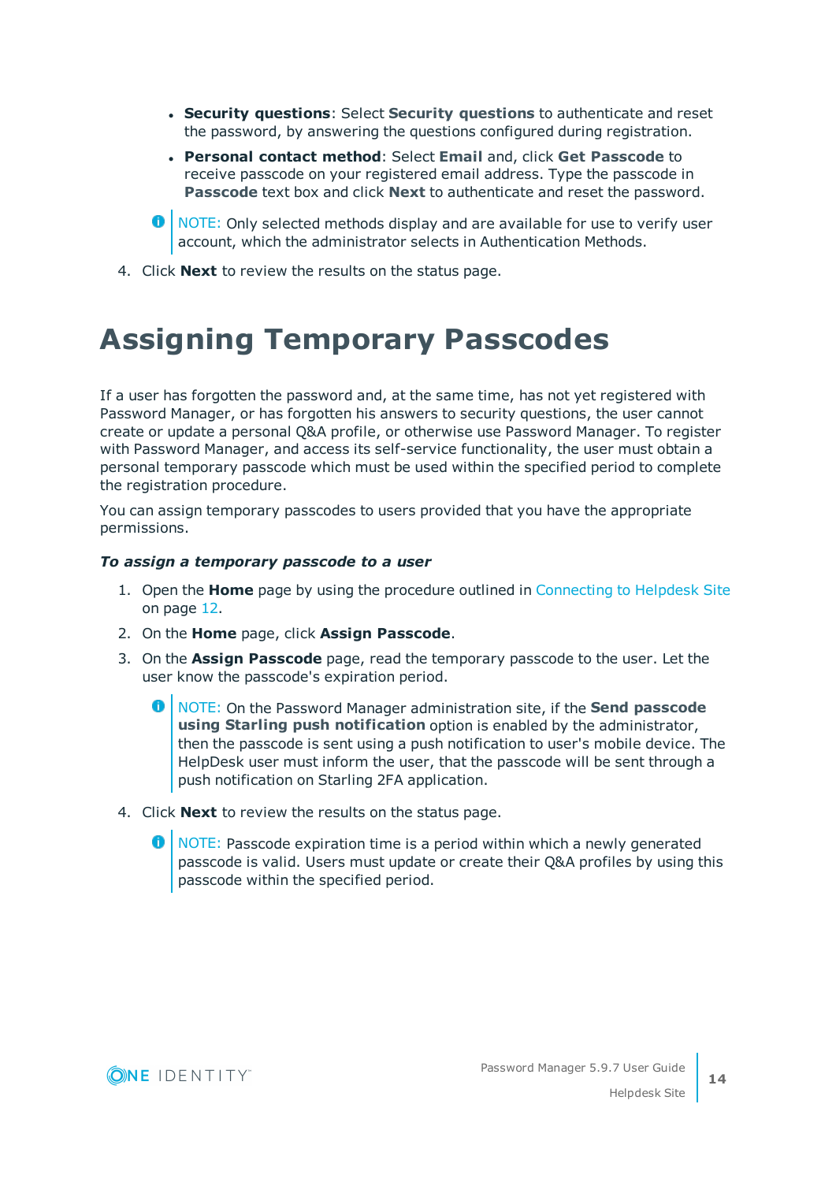- **Security questions**: Select **Security questions** to authenticate and reset the password, by answering the questions configured during registration.
- **Personal contact method**: Select **Email** and, click **Get Passcode** to receive passcode on your registered email address. Type the passcode in **Passcode** text box and click **Next** to authenticate and reset the password.

> NOTE: Only selected methods display and are available for use to verify user account, which the administrator selects in Authentication Methods.

4. Click **Next** to review the results on the status page.

# Assigning Temporary Passcodes

If a user has forgotten the password and, at the same time, has not yet registered with Password Manager, or has forgotten his answers to security questions, the user cannot create or update a personal Q&A profile, or otherwise use Password Manager. To register with Password Manager, and access its self-service functionality, the user must obtain a personal temporary passcode which must be used within the specified period to complete the registration procedure.

You can assign temporary passcodes to users provided that you have the appropriate permissions.

***To assign a temporary passcode to a user***

1. Open the **Home** page by using the procedure outlined in Connecting to Helpdesk Site on page 12.
2. On the **Home** page, click **Assign Passcode**.
3. On the **Assign Passcode** page, read the temporary passcode to the user. Let the user know the passcode's expiration period.

   > NOTE: On the Password Manager administration site, if the **Send passcode using Starling push notification** option is enabled by the administrator, then the passcode is sent using a push notification to user's mobile device. The HelpDesk user must inform the user, that the passcode will be sent through a push notification on Starling 2FA application.

4. Click **Next** to review the results on the status page.

   > NOTE: Passcode expiration time is a period within which a newly generated passcode is valid. Users must update or create their Q&A profiles by using this passcode within the specified period.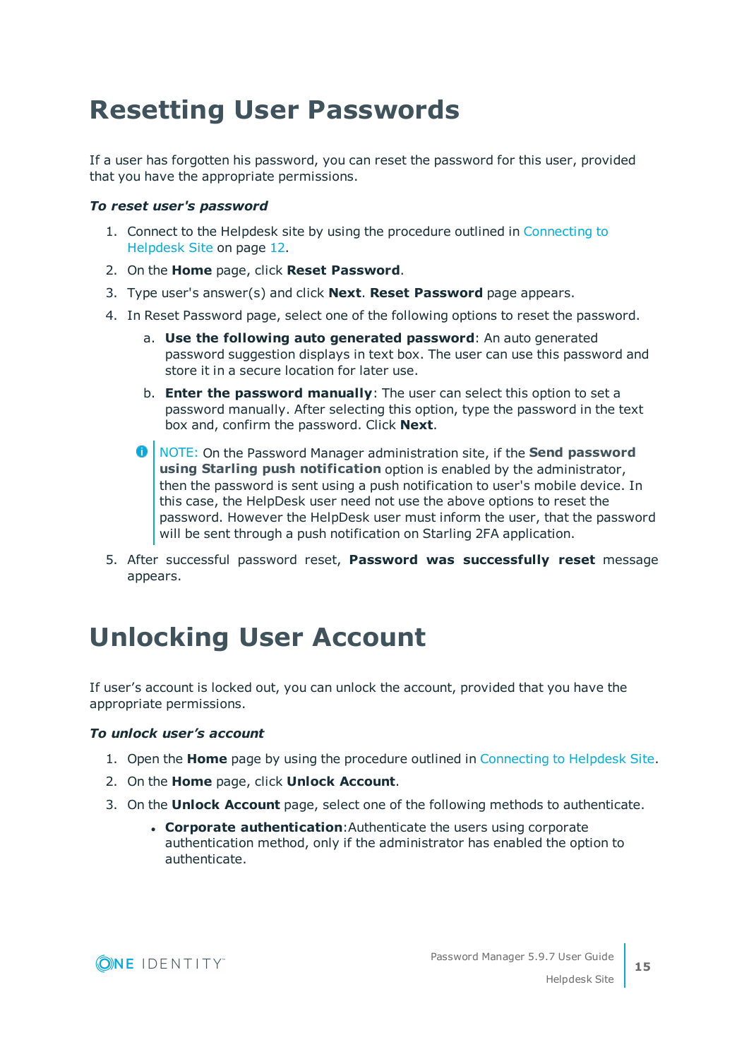# Resetting User Passwords

If a user has forgotten his password, you can reset the password for this user, provided that you have the appropriate permissions.

***To reset user's password***

1. Connect to the Helpdesk site by using the procedure outlined in Connecting to Helpdesk Site on page 12.
2. On the **Home** page, click **Reset Password**.
3. Type user's answer(s) and click **Next**. **Reset Password** page appears.
4. In Reset Password page, select one of the following options to reset the password.
   a. **Use the following auto generated password**: An auto generated password suggestion displays in text box. The user can use this password and store it in a secure location for later use.
   b. **Enter the password manually**: The user can select this option to set a password manually. After selecting this option, type the password in the text box and, confirm the password. Click **Next**.

   > NOTE: On the Password Manager administration site, if the **Send password using Starling push notification** option is enabled by the administrator, then the password is sent using a push notification to user's mobile device. In this case, the HelpDesk user need not use the above options to reset the password. However the HelpDesk user must inform the user, that the password will be sent through a push notification on Starling 2FA application.

5. After successful password reset, **Password was successfully reset** message appears.

# Unlocking User Account

If user’s account is locked out, you can unlock the account, provided that you have the appropriate permissions.

***To unlock user’s account***

1. Open the **Home** page by using the procedure outlined in Connecting to Helpdesk Site.
2. On the **Home** page, click **Unlock Account**.
3. On the **Unlock Account** page, select one of the following methods to authenticate.
   - **Corporate authentication**:Authenticate the users using corporate authentication method, only if the administrator has enabled the option to authenticate.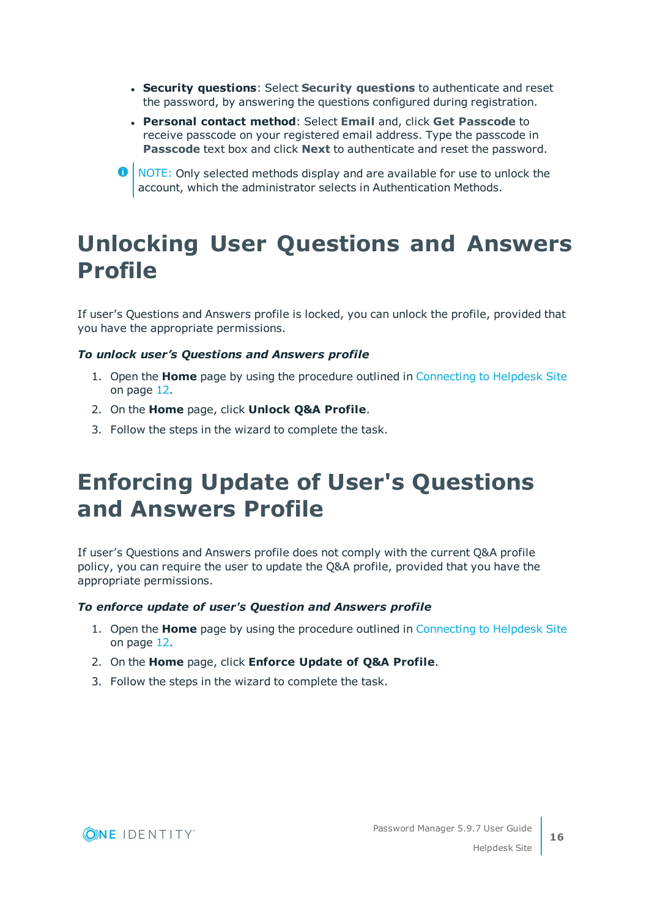- **Security questions**: Select **Security questions** to authenticate and reset the password, by answering the questions configured during registration.
- **Personal contact method**: Select **Email** and, click **Get Passcode** to receive passcode on your registered email address. Type the passcode in **Passcode** text box and click **Next** to authenticate and reset the password.

NOTE: Only selected methods display and are available for use to unlock the account, which the administrator selects in Authentication Methods.

# Unlocking User Questions and Answers Profile

If user's Questions and Answers profile is locked, you can unlock the profile, provided that you have the appropriate permissions.

***To unlock user's Questions and Answers profile***

1. Open the **Home** page by using the procedure outlined in Connecting to Helpdesk Site on page 12.
2. On the **Home** page, click **Unlock Q&A Profile**.
3. Follow the steps in the wizard to complete the task.

# Enforcing Update of User's Questions and Answers Profile

If user's Questions and Answers profile does not comply with the current Q&A profile policy, you can require the user to update the Q&A profile, provided that you have the appropriate permissions.

***To enforce update of user's Question and Answers profile***

1. Open the **Home** page by using the procedure outlined in Connecting to Helpdesk Site on page 12.
2. On the **Home** page, click **Enforce Update of Q&A Profile**.
3. Follow the steps in the wizard to complete the task.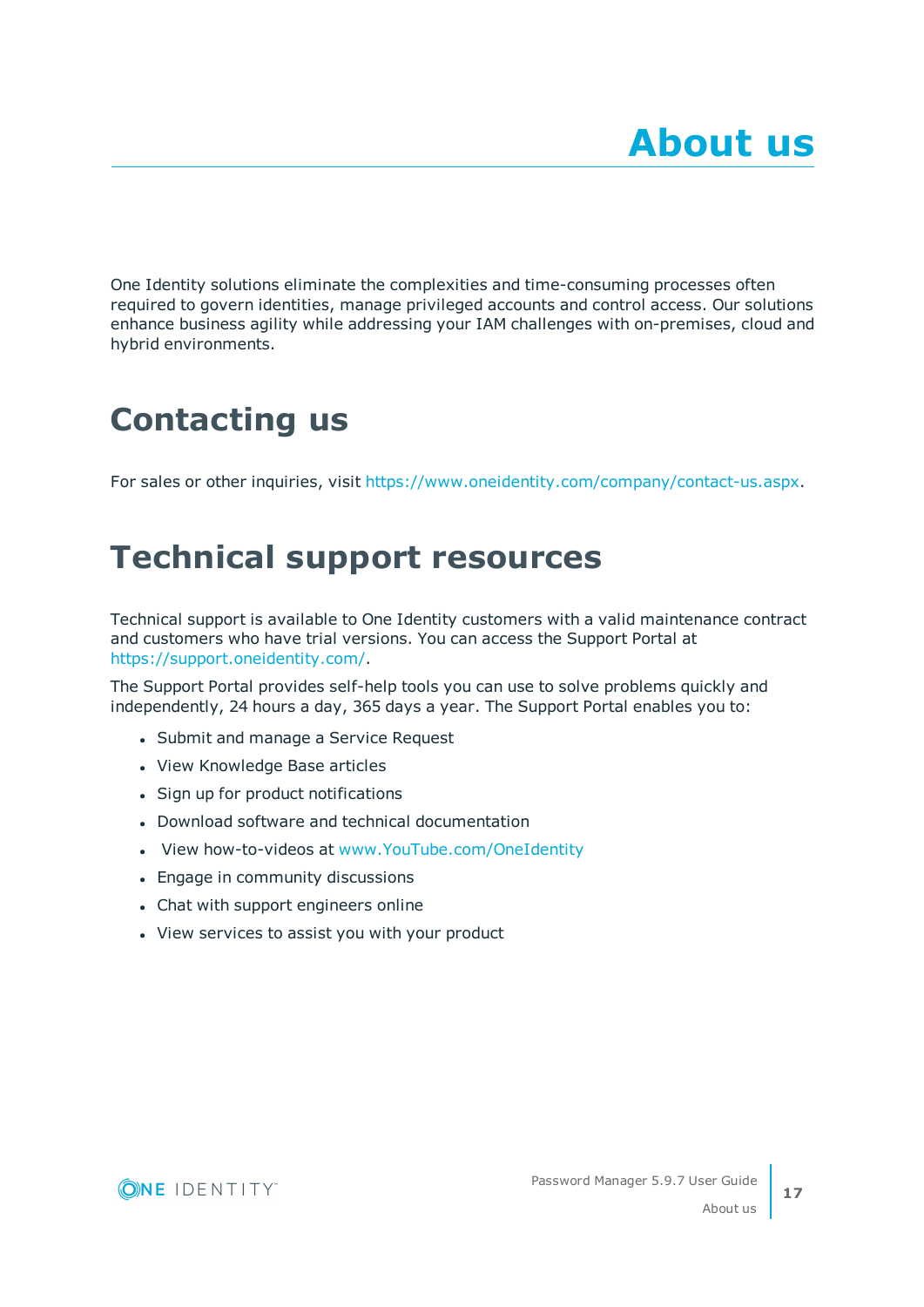# About us

One Identity solutions eliminate the complexities and time-consuming processes often required to govern identities, manage privileged accounts and control access. Our solutions enhance business agility while addressing your IAM challenges with on-premises, cloud and hybrid environments.

## Contacting us

For sales or other inquiries, visit https://www.oneidentity.com/company/contact-us.aspx.

## Technical support resources

Technical support is available to One Identity customers with a valid maintenance contract and customers who have trial versions. You can access the Support Portal at https://support.oneidentity.com/.

The Support Portal provides self-help tools you can use to solve problems quickly and independently, 24 hours a day, 365 days a year. The Support Portal enables you to:

- Submit and manage a Service Request
- View Knowledge Base articles
- Sign up for product notifications
- Download software and technical documentation
- View how-to-videos at www.YouTube.com/OneIdentity
- Engage in community discussions
- Chat with support engineers online
- View services to assist you with your product